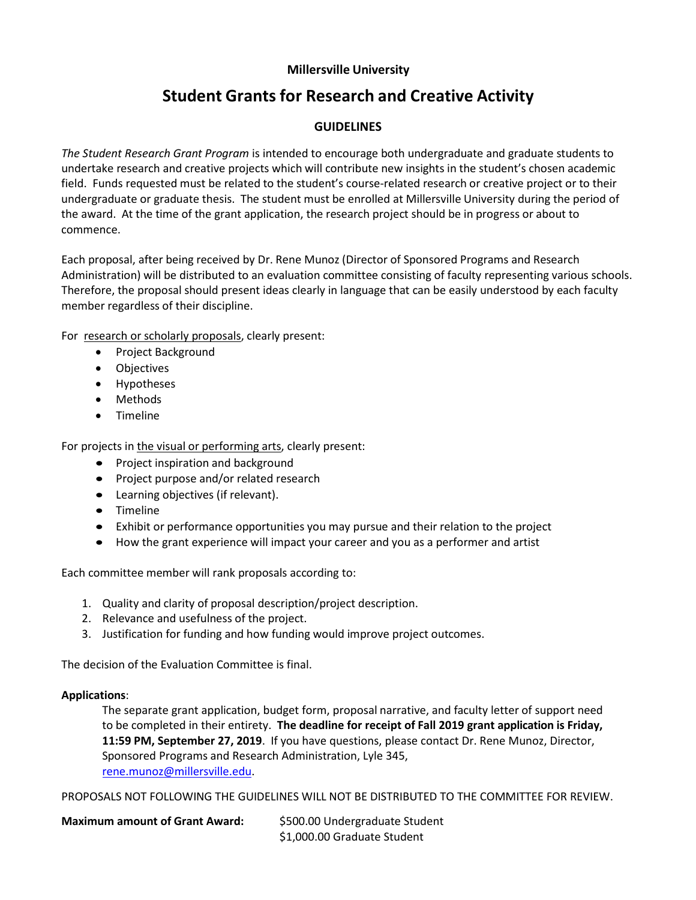**Millersville University**

# Student Grants for Research and Creative Activity

## GUIDELINES

*The Student Research Grant Program* is intended to encourage both undergraduate and graduate students to undertake research and creative projects which will contribute new insights in the student's chosen academic field. Funds requested must be related to the student's course-related research or creative project or to their undergraduate or graduate thesis. The student must be enrolled at Millersville University during the period of the award. At the time of the grant application, the research project should be in progress or about to commence.

Each proposal, after being received by Dr. Rene Munoz (Director of Sponsored Programs and Research Administration) will be distributed to an evaluation committee consisting of faculty representing various schools. Therefore, the proposal should present ideas clearly in language that can be easily understood by each faculty member regardless of their discipline.

For research or scholarly proposals, clearly present:

- Project Background
- Objectives
- Hypotheses
- Methods
- Timeline

For projects in the visual or performing arts, clearly present:

- Project inspiration and background
- Project purpose and/or related research
- Learning objectives (if relevant).
- Timeline
- Exhibit or performance opportunities you may pursue and their relation to the project
- How the grant experience will impact your career and you as a performer and artist

Each committee member will rank proposals according to:

1. Quality and clarity of proposal description/project description.
2. Relevance and usefulness of the project.
3. Justification for funding and how funding would improve project outcomes.

The decision of the Evaluation Committee is final.

**Applications**:

The separate grant application, budget form, proposal narrative, and faculty letter of support need to be completed in their entirety. **The deadline for receipt of Fall 2019 grant application is Friday, 11:59 PM, September 27, 2019**. If you have questions, please contact Dr. Rene Munoz, Director, Sponsored Programs and Research Administration, Lyle 345, rene.munoz@millersville.edu.

PROPOSALS NOT FOLLOWING THE GUIDELINES WILL NOT BE DISTRIBUTED TO THE COMMITTEE FOR REVIEW.

**Maximum amount of Grant Award:** $500.00 Undergraduate Student
$1,000.00 Graduate Student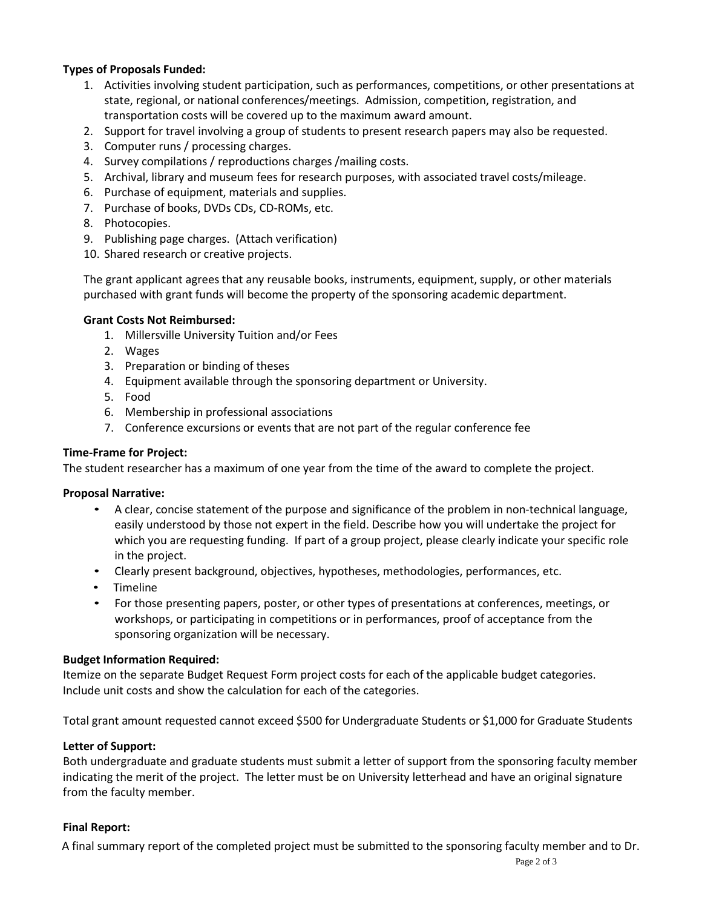**Types of Proposals Funded:**

1. Activities involving student participation, such as performances, competitions, or other presentations at state, regional, or national conferences/meetings. Admission, competition, registration, and transportation costs will be covered up to the maximum award amount.
2. Support for travel involving a group of students to present research papers may also be requested.
3. Computer runs / processing charges.
4. Survey compilations / reproductions charges /mailing costs.
5. Archival, library and museum fees for research purposes, with associated travel costs/mileage.
6. Purchase of equipment, materials and supplies.
7. Purchase of books, DVDs CDs, CD-ROMs, etc.
8. Photocopies.
9. Publishing page charges. (Attach verification)
10. Shared research or creative projects.

The grant applicant agrees that any reusable books, instruments, equipment, supply, or other materials purchased with grant funds will become the property of the sponsoring academic department.

**Grant Costs Not Reimbursed:**

1. Millersville University Tuition and/or Fees
2. Wages
3. Preparation or binding of theses
4. Equipment available through the sponsoring department or University.
5. Food
6. Membership in professional associations
7. Conference excursions or events that are not part of the regular conference fee

**Time-Frame for Project:**

The student researcher has a maximum of one year from the time of the award to complete the project.

**Proposal Narrative:**

- A clear, concise statement of the purpose and significance of the problem in non-technical language, easily understood by those not expert in the field. Describe how you will undertake the project for which you are requesting funding. If part of a group project, please clearly indicate your specific role in the project.
- Clearly present background, objectives, hypotheses, methodologies, performances, etc.
- Timeline
- For those presenting papers, poster, or other types of presentations at conferences, meetings, or workshops, or participating in competitions or in performances, proof of acceptance from the sponsoring organization will be necessary.

**Budget Information Required:**

Itemize on the separate Budget Request Form project costs for each of the applicable budget categories. Include unit costs and show the calculation for each of the categories.

Total grant amount requested cannot exceed $500 for Undergraduate Students or $1,000 for Graduate Students

**Letter of Support:**

Both undergraduate and graduate students must submit a letter of support from the sponsoring faculty member indicating the merit of the project. The letter must be on University letterhead and have an original signature from the faculty member.

**Final Report:**

A final summary report of the completed project must be submitted to the sponsoring faculty member and to Dr.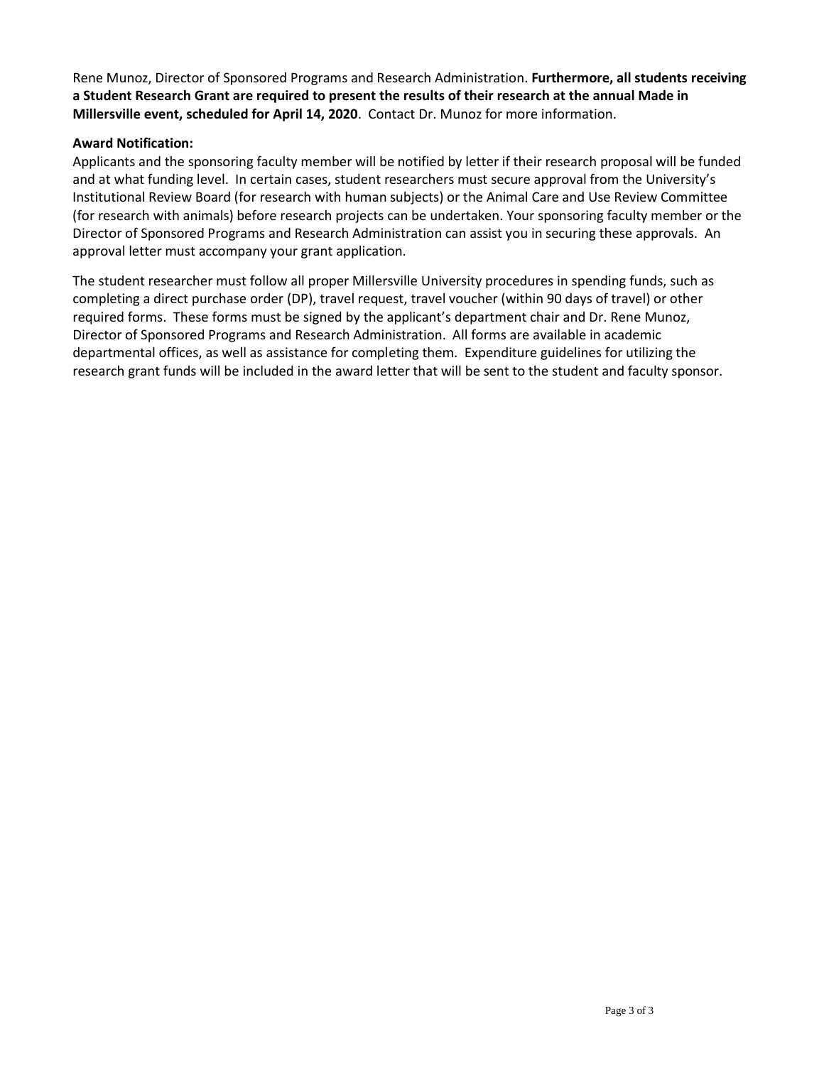Rene Munoz, Director of Sponsored Programs and Research Administration. **Furthermore, all students receiving a Student Research Grant are required to present the results of their research at the annual Made in Millersville event, scheduled for April 14, 2020**. Contact Dr. Munoz for more information.

**Award Notification:**
Applicants and the sponsoring faculty member will be notified by letter if their research proposal will be funded and at what funding level. In certain cases, student researchers must secure approval from the University's Institutional Review Board (for research with human subjects) or the Animal Care and Use Review Committee (for research with animals) before research projects can be undertaken. Your sponsoring faculty member or the Director of Sponsored Programs and Research Administration can assist you in securing these approvals. An approval letter must accompany your grant application.

The student researcher must follow all proper Millersville University procedures in spending funds, such as completing a direct purchase order (DP), travel request, travel voucher (within 90 days of travel) or other required forms. These forms must be signed by the applicant's department chair and Dr. Rene Munoz, Director of Sponsored Programs and Research Administration. All forms are available in academic departmental offices, as well as assistance for completing them. Expenditure guidelines for utilizing the research grant funds will be included in the award letter that will be sent to the student and faculty sponsor.